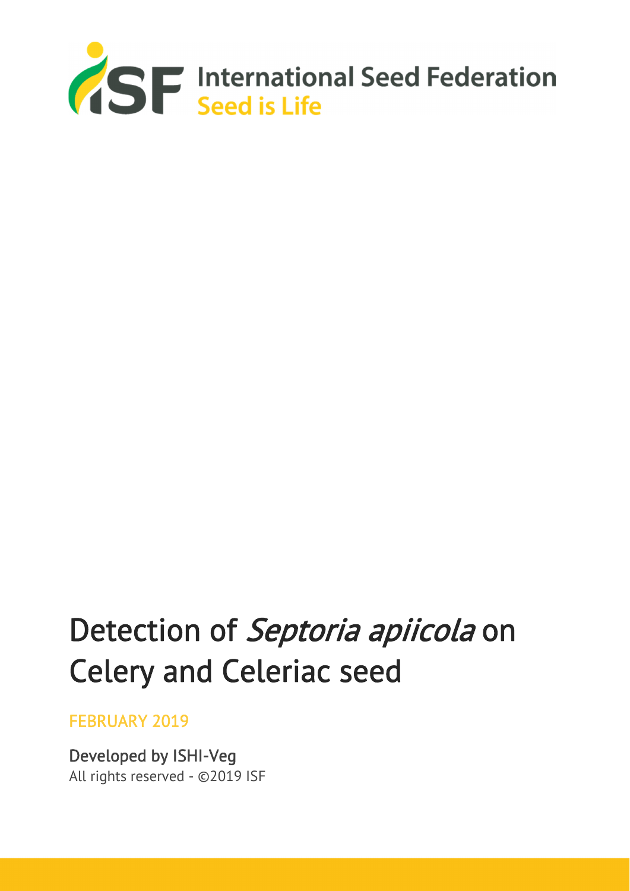International Seed Federation
Seed is Life

# Detection of *Septoria apiicola* on Celery and Celeriac seed

FEBRUARY 2019

Developed by ISHI-Veg

All rights reserved - ©2019 ISF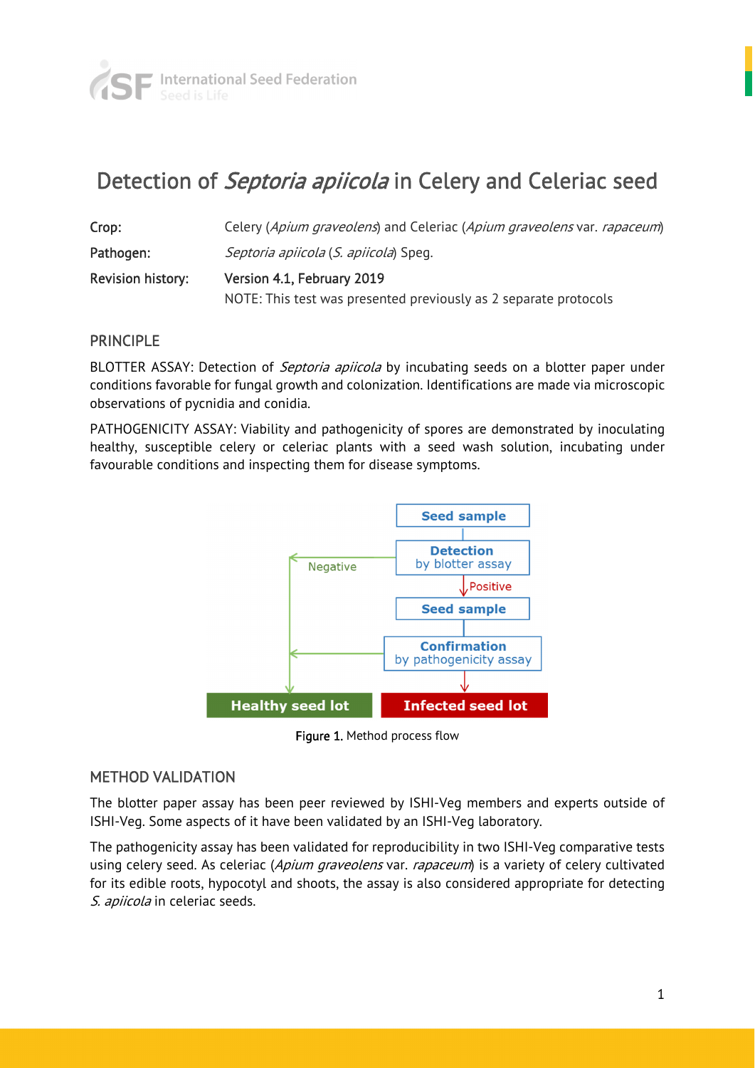# Detection of *Septoria apiicola* in Celery and Celeriac seed

**Crop:** Celery (*Apium graveolens*) and Celeriac (*Apium graveolens* var. *rapaceum*)

**Pathogen:** *Septoria apiicola* (*S. apiicola*) Speg.

**Revision history:** Version 4.1, February 2019

NOTE: This test was presented previously as 2 separate protocols

## PRINCIPLE

BLOTTER ASSAY: Detection of *Septoria apiicola* by incubating seeds on a blotter paper under conditions favorable for fungal growth and colonization. Identifications are made via microscopic observations of pycnidia and conidia.

PATHOGENICITY ASSAY: Viability and pathogenicity of spores are demonstrated by inoculating healthy, susceptible celery or celeriac plants with a seed wash solution, incubating under favourable conditions and inspecting them for disease symptoms.

Seed sample → Detection by blotter assay

- Negative → Healthy seed lot
- Positive → Seed sample → Confirmation by pathogenicity assay
  - Negative → Healthy seed lot
  - Positive → Infected seed lot

**Figure 1.** Method process flow

## METHOD VALIDATION

The blotter paper assay has been peer reviewed by ISHI-Veg members and experts outside of ISHI-Veg. Some aspects of it have been validated by an ISHI-Veg laboratory.

The pathogenicity assay has been validated for reproducibility in two ISHI-Veg comparative tests using celery seed. As celeriac (*Apium graveolens* var. *rapaceum*) is a variety of celery cultivated for its edible roots, hypocotyl and shoots, the assay is also considered appropriate for detecting *S. apiicola* in celeriac seeds.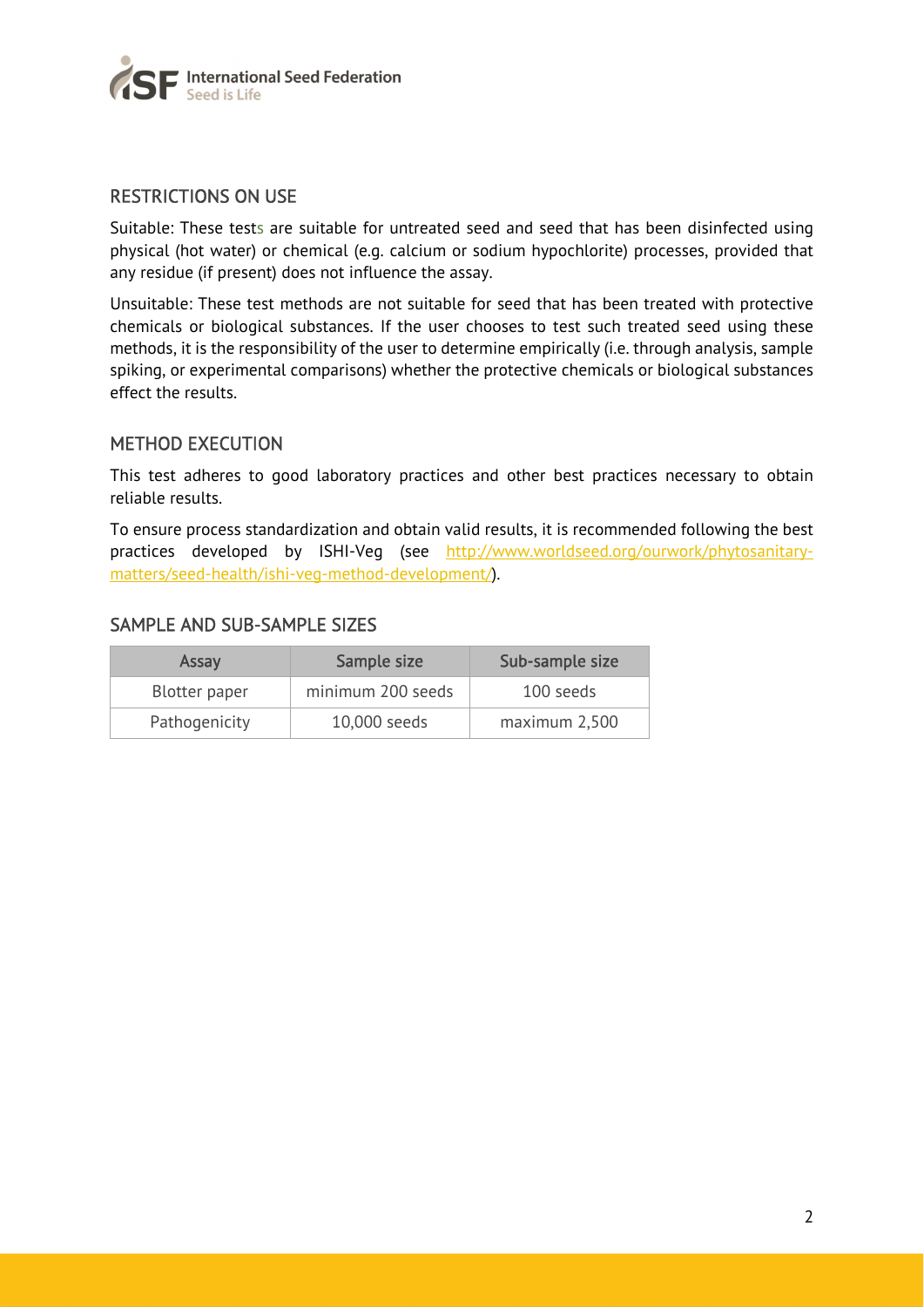## RESTRICTIONS ON USE

Suitable: These tests are suitable for untreated seed and seed that has been disinfected using physical (hot water) or chemical (e.g. calcium or sodium hypochlorite) processes, provided that any residue (if present) does not influence the assay.

Unsuitable: These test methods are not suitable for seed that has been treated with protective chemicals or biological substances. If the user chooses to test such treated seed using these methods, it is the responsibility of the user to determine empirically (i.e. through analysis, sample spiking, or experimental comparisons) whether the protective chemicals or biological substances effect the results.

## METHOD EXECUTION

This test adheres to good laboratory practices and other best practices necessary to obtain reliable results.

To ensure process standardization and obtain valid results, it is recommended following the best practices developed by ISHI-Veg (see http://www.worldseed.org/ourwork/phytosanitary-matters/seed-health/ishi-veg-method-development/).

## SAMPLE AND SUB-SAMPLE SIZES

| Assay | Sample size | Sub-sample size |
|---|---|---|
| Blotter paper | minimum 200 seeds | 100 seeds |
| Pathogenicity | 10,000 seeds | maximum 2,500 |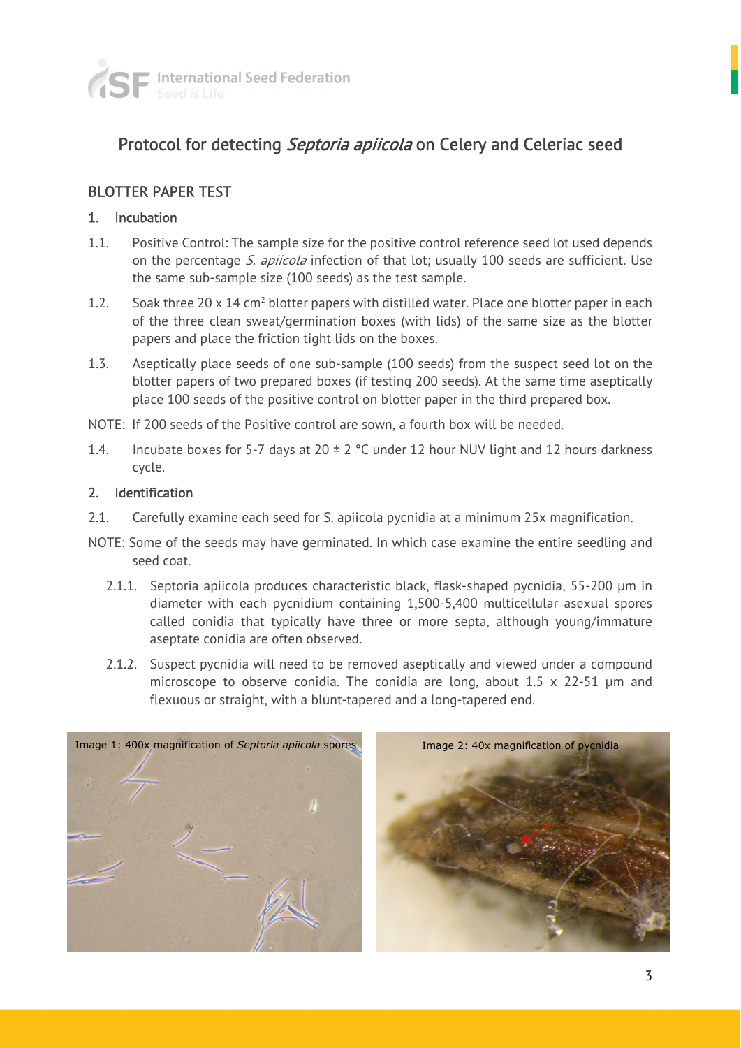## Protocol for detecting *Septoria apiicola* on Celery and Celeriac seed

### BLOTTER PAPER TEST

#### 1. Incubation

1.1. Positive Control: The sample size for the positive control reference seed lot used depends on the percentage *S. apiicola* infection of that lot; usually 100 seeds are sufficient. Use the same sub-sample size (100 seeds) as the test sample.

1.2. Soak three 20 x 14 $cm^2$ blotter papers with distilled water. Place one blotter paper in each of the three clean sweat/germination boxes (with lids) of the same size as the blotter papers and place the friction tight lids on the boxes.

1.3. Aseptically place seeds of one sub-sample (100 seeds) from the suspect seed lot on the blotter papers of two prepared boxes (if testing 200 seeds). At the same time aseptically place 100 seeds of the positive control on blotter paper in the third prepared box.

NOTE: If 200 seeds of the Positive control are sown, a fourth box will be needed.

1.4. Incubate boxes for 5-7 days at 20 ± 2 °C under 12 hour NUV light and 12 hours darkness cycle.

#### 2. Identification

2.1. Carefully examine each seed for S. apiicola pycnidia at a minimum 25x magnification.

NOTE: Some of the seeds may have germinated. In which case examine the entire seedling and seed coat.

2.1.1. Septoria apiicola produces characteristic black, flask-shaped pycnidia, 55-200 µm in diameter with each pycnidium containing 1,500-5,400 multicellular asexual spores called conidia that typically have three or more septa, although young/immature aseptate conidia are often observed.

2.1.2. Suspect pycnidia will need to be removed aseptically and viewed under a compound microscope to observe conidia. The conidia are long, about 1.5 x 22-51 µm and flexuous or straight, with a blunt-tapered and a long-tapered end.

Image 1: 400x magnification of *Septoria apiicola* spores

Image 2: 40x magnification of pycnidia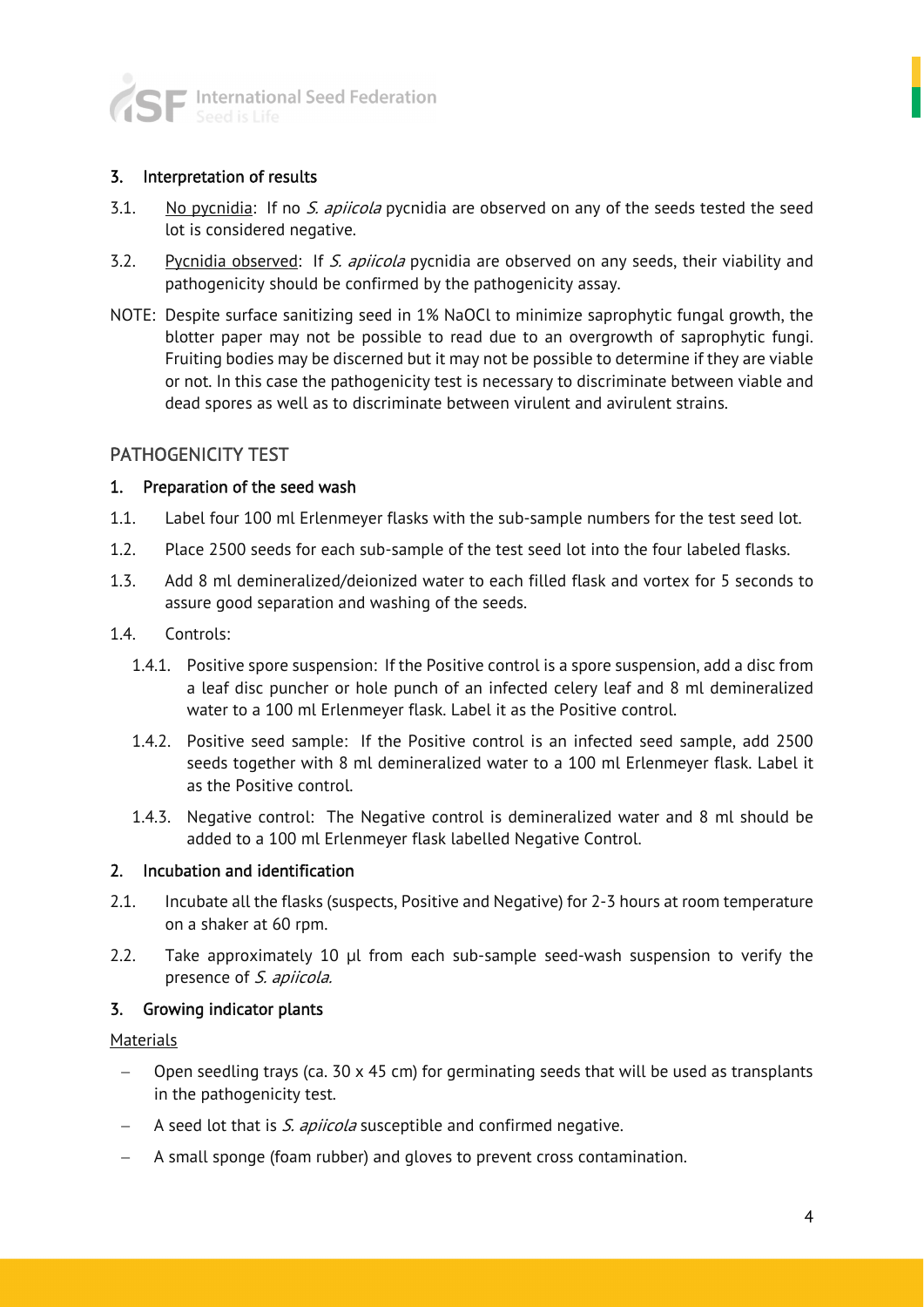### 3. Interpretation of results

3.1. No pycnidia: If no *S. apiicola* pycnidia are observed on any of the seeds tested the seed lot is considered negative.

3.2. Pycnidia observed: If *S. apiicola* pycnidia are observed on any seeds, their viability and pathogenicity should be confirmed by the pathogenicity assay.

NOTE: Despite surface sanitizing seed in 1% NaOCl to minimize saprophytic fungal growth, the blotter paper may not be possible to read due to an overgrowth of saprophytic fungi. Fruiting bodies may be discerned but it may not be possible to determine if they are viable or not. In this case the pathogenicity test is necessary to discriminate between viable and dead spores as well as to discriminate between virulent and avirulent strains.

## PATHOGENICITY TEST

### 1. Preparation of the seed wash

1.1. Label four 100 ml Erlenmeyer flasks with the sub-sample numbers for the test seed lot.

1.2. Place 2500 seeds for each sub-sample of the test seed lot into the four labeled flasks.

1.3. Add 8 ml demineralized/deionized water to each filled flask and vortex for 5 seconds to assure good separation and washing of the seeds.

1.4. Controls:

- 1.4.1. Positive spore suspension: If the Positive control is a spore suspension, add a disc from a leaf disc puncher or hole punch of an infected celery leaf and 8 ml demineralized water to a 100 ml Erlenmeyer flask. Label it as the Positive control.
- 1.4.2. Positive seed sample: If the Positive control is an infected seed sample, add 2500 seeds together with 8 ml demineralized water to a 100 ml Erlenmeyer flask. Label it as the Positive control.
- 1.4.3. Negative control: The Negative control is demineralized water and 8 ml should be added to a 100 ml Erlenmeyer flask labelled Negative Control.

### 2. Incubation and identification

2.1. Incubate all the flasks (suspects, Positive and Negative) for 2-3 hours at room temperature on a shaker at 60 rpm.

2.2. Take approximately 10 µl from each sub-sample seed-wash suspension to verify the presence of *S. apiicola.*

### 3. Growing indicator plants

Materials

- Open seedling trays (ca. 30 x 45 cm) for germinating seeds that will be used as transplants in the pathogenicity test.
- A seed lot that is *S. apiicola* susceptible and confirmed negative.
- A small sponge (foam rubber) and gloves to prevent cross contamination.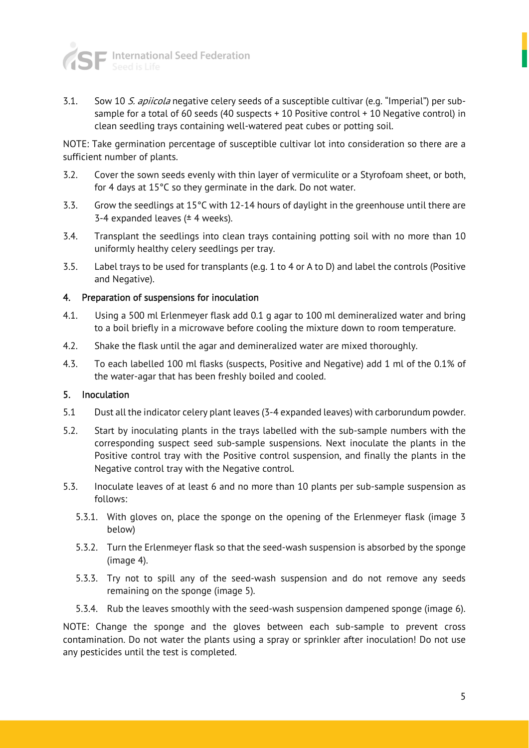3.1. Sow 10 *S. apiicola* negative celery seeds of a susceptible cultivar (e.g. "Imperial") per sub-sample for a total of 60 seeds (40 suspects + 10 Positive control + 10 Negative control) in clean seedling trays containing well-watered peat cubes or potting soil.

NOTE: Take germination percentage of susceptible cultivar lot into consideration so there are a sufficient number of plants.

3.2. Cover the sown seeds evenly with thin layer of vermiculite or a Styrofoam sheet, or both, for 4 days at 15°C so they germinate in the dark. Do not water.

3.3. Grow the seedlings at 15°C with 12-14 hours of daylight in the greenhouse until there are 3-4 expanded leaves (± 4 weeks).

3.4. Transplant the seedlings into clean trays containing potting soil with no more than 10 uniformly healthy celery seedlings per tray.

3.5. Label trays to be used for transplants (e.g. 1 to 4 or A to D) and label the controls (Positive and Negative).

### 4. Preparation of suspensions for inoculation

4.1. Using a 500 ml Erlenmeyer flask add 0.1 g agar to 100 ml demineralized water and bring to a boil briefly in a microwave before cooling the mixture down to room temperature.

4.2. Shake the flask until the agar and demineralized water are mixed thoroughly.

4.3. To each labelled 100 ml flasks (suspects, Positive and Negative) add 1 ml of the 0.1% of the water-agar that has been freshly boiled and cooled.

### 5. Inoculation

5.1 Dust all the indicator celery plant leaves (3-4 expanded leaves) with carborundum powder.

5.2. Start by inoculating plants in the trays labelled with the sub-sample numbers with the corresponding suspect seed sub-sample suspensions. Next inoculate the plants in the Positive control tray with the Positive control suspension, and finally the plants in the Negative control tray with the Negative control.

5.3. Inoculate leaves of at least 6 and no more than 10 plants per sub-sample suspension as follows:

5.3.1. With gloves on, place the sponge on the opening of the Erlenmeyer flask (image 3 below)

5.3.2. Turn the Erlenmeyer flask so that the seed-wash suspension is absorbed by the sponge (image 4).

5.3.3. Try not to spill any of the seed-wash suspension and do not remove any seeds remaining on the sponge (image 5).

5.3.4. Rub the leaves smoothly with the seed-wash suspension dampened sponge (image 6).

NOTE: Change the sponge and the gloves between each sub-sample to prevent cross contamination. Do not water the plants using a spray or sprinkler after inoculation! Do not use any pesticides until the test is completed.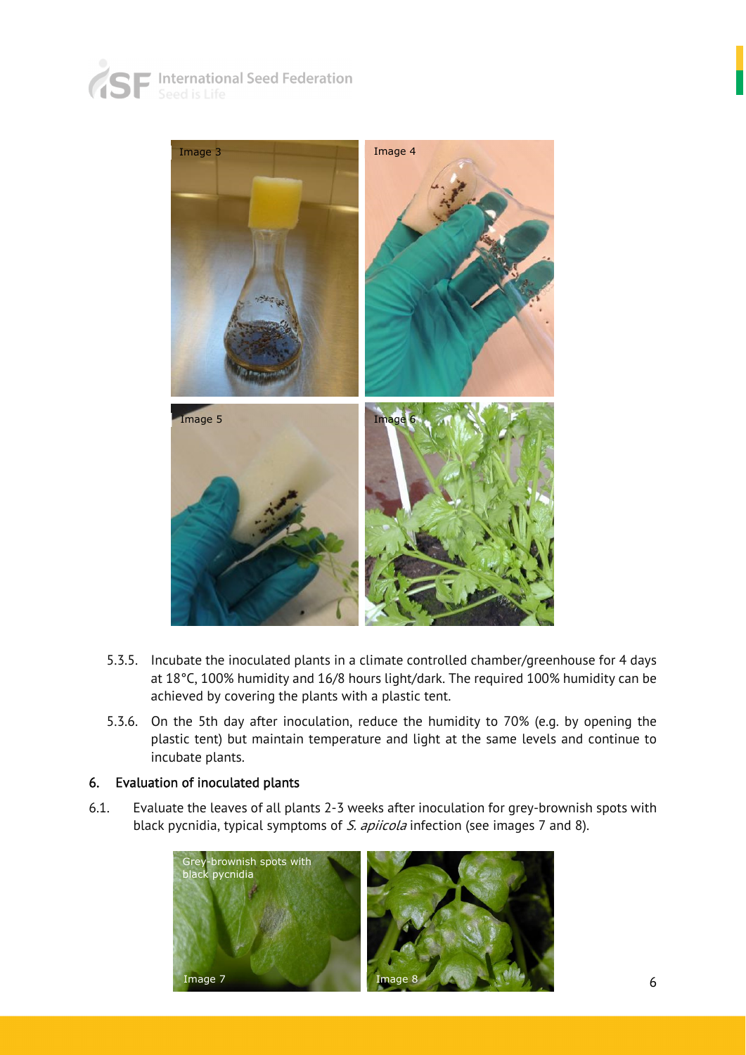5.3.5. Incubate the inoculated plants in a climate controlled chamber/greenhouse for 4 days at 18°C, 100% humidity and 16/8 hours light/dark. The required 100% humidity can be achieved by covering the plants with a plastic tent.

5.3.6. On the 5th day after inoculation, reduce the humidity to 70% (e.g. by opening the plastic tent) but maintain temperature and light at the same levels and continue to incubate plants.

## 6. Evaluation of inoculated plants

6.1. Evaluate the leaves of all plants 2-3 weeks after inoculation for grey-brownish spots with black pycnidia, typical symptoms of *S. apiicola* infection (see images 7 and 8).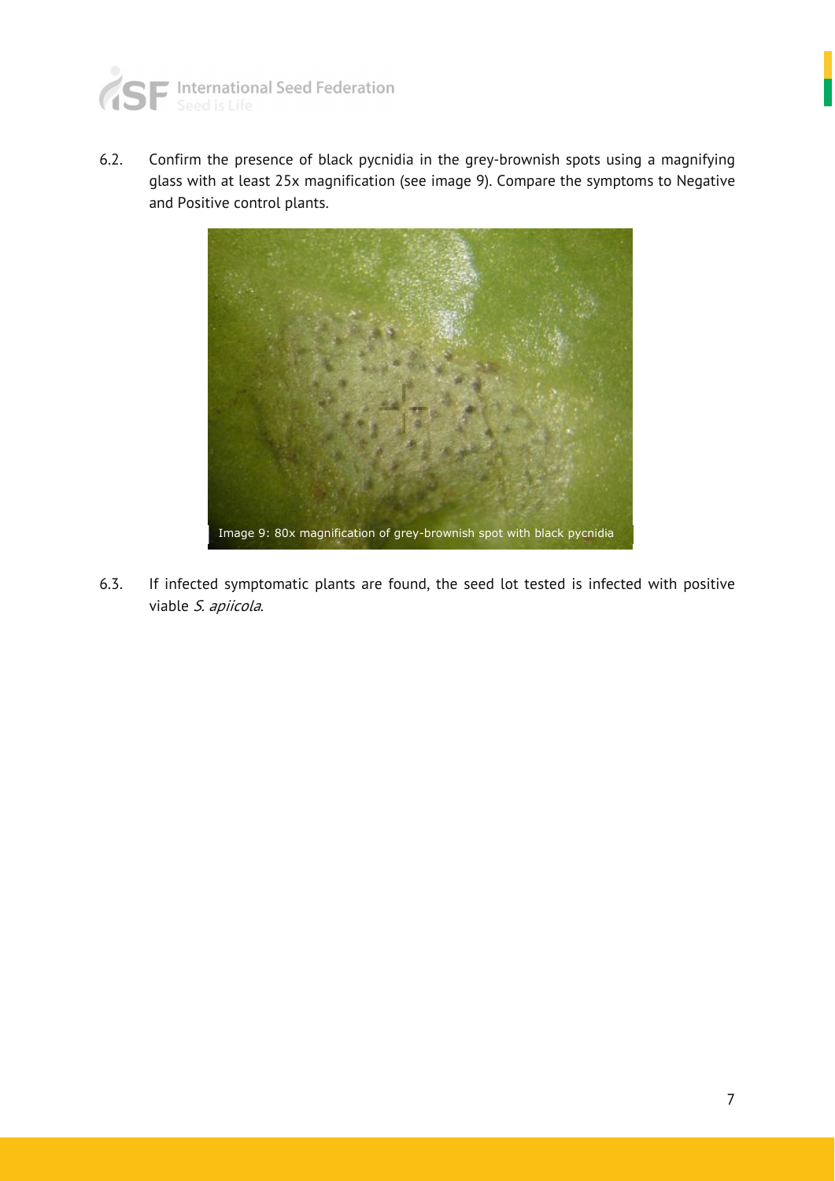6.2. Confirm the presence of black pycnidia in the grey-brownish spots using a magnifying glass with at least 25x magnification (see image 9). Compare the symptoms to Negative and Positive control plants.

Image 9: 80x magnification of grey-brownish spot with black pycnidia

6.3. If infected symptomatic plants are found, the seed lot tested is infected with positive viable *S. apiicola*.